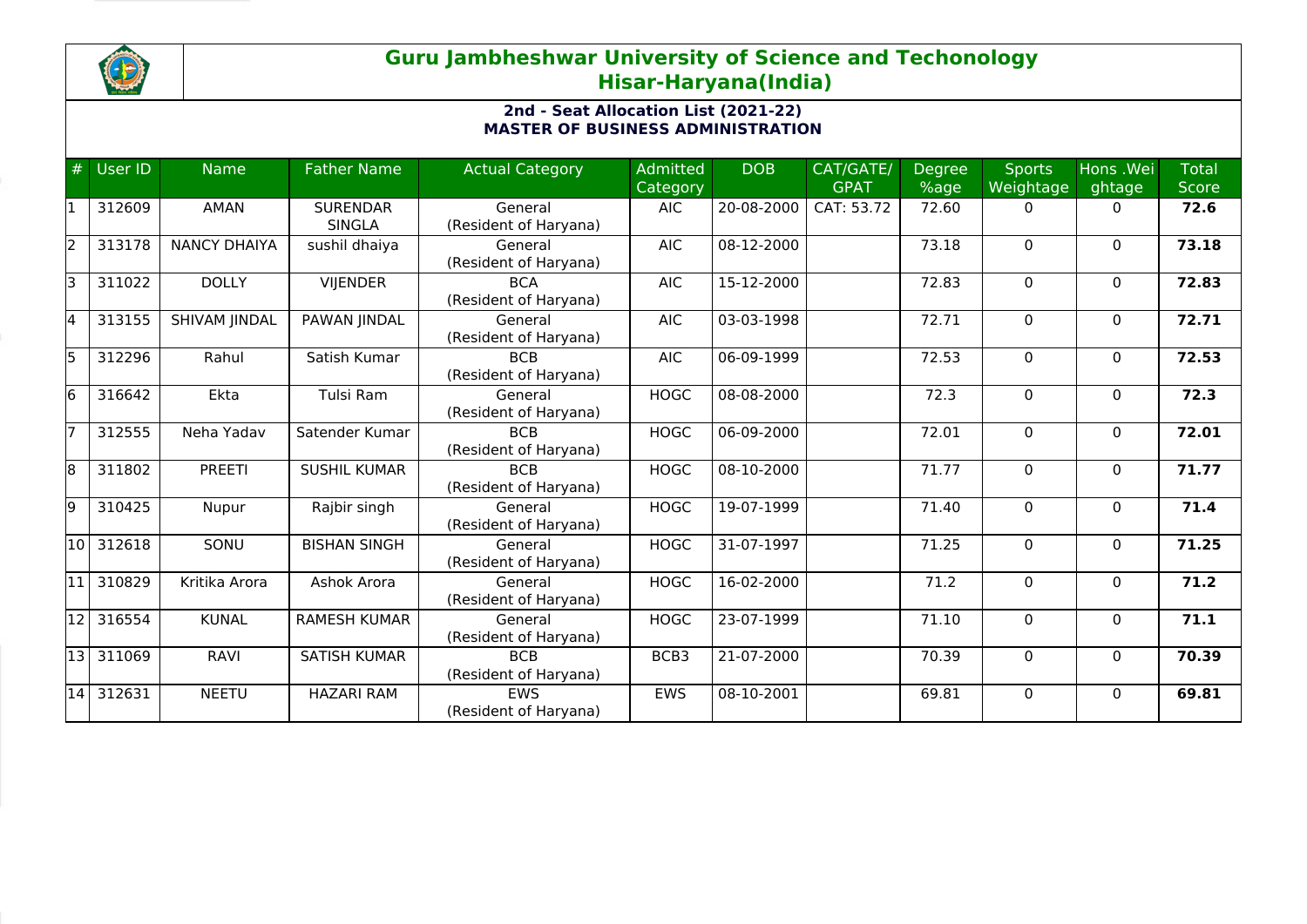# Guru Jambheshwar University of Science and Techonology
## Hisar-Haryana(India)

### 2nd - Seat Allocation List (2021-22)
### MASTER OF BUSINESS ADMINISTRATION

| # | User ID | Name | Father Name | Actual Category | Admitted Category | DOB | CAT/GATE/ GPAT | Degree %age | Sports Weightage | Hons .Weightage | Total Score |
|---|---|---|---|---|---|---|---|---|---|---|---|
| 1 | 312609 | AMAN | SURENDAR SINGLA | General (Resident of Haryana) | AIC | 20-08-2000 | CAT: 53.72 | 72.60 | 0 | 0 | **72.6** |
| 2 | 313178 | NANCY DHAIYA | sushil dhaiya | General (Resident of Haryana) | AIC | 08-12-2000 | | 73.18 | 0 | 0 | **73.18** |
| 3 | 311022 | DOLLY | VIJENDER | BCA (Resident of Haryana) | AIC | 15-12-2000 | | 72.83 | 0 | 0 | **72.83** |
| 4 | 313155 | SHIVAM JINDAL | PAWAN JINDAL | General (Resident of Haryana) | AIC | 03-03-1998 | | 72.71 | 0 | 0 | **72.71** |
| 5 | 312296 | Rahul | Satish Kumar | BCB (Resident of Haryana) | AIC | 06-09-1999 | | 72.53 | 0 | 0 | **72.53** |
| 6 | 316642 | Ekta | Tulsi Ram | General (Resident of Haryana) | HOGC | 08-08-2000 | | 72.3 | 0 | 0 | **72.3** |
| 7 | 312555 | Neha Yadav | Satender Kumar | BCB (Resident of Haryana) | HOGC | 06-09-2000 | | 72.01 | 0 | 0 | **72.01** |
| 8 | 311802 | PREETI | SUSHIL KUMAR | BCB (Resident of Haryana) | HOGC | 08-10-2000 | | 71.77 | 0 | 0 | **71.77** |
| 9 | 310425 | Nupur | Rajbir singh | General (Resident of Haryana) | HOGC | 19-07-1999 | | 71.40 | 0 | 0 | **71.4** |
| 10 | 312618 | SONU | BISHAN SINGH | General (Resident of Haryana) | HOGC | 31-07-1997 | | 71.25 | 0 | 0 | **71.25** |
| 11 | 310829 | Kritika Arora | Ashok Arora | General (Resident of Haryana) | HOGC | 16-02-2000 | | 71.2 | 0 | 0 | **71.2** |
| 12 | 316554 | KUNAL | RAMESH KUMAR | General (Resident of Haryana) | HOGC | 23-07-1999 | | 71.10 | 0 | 0 | **71.1** |
| 13 | 311069 | RAVI | SATISH KUMAR | BCB (Resident of Haryana) | BCB3 | 21-07-2000 | | 70.39 | 0 | 0 | **70.39** |
| 14 | 312631 | NEETU | HAZARI RAM | EWS (Resident of Haryana) | EWS | 08-10-2001 | | 69.81 | 0 | 0 | **69.81** |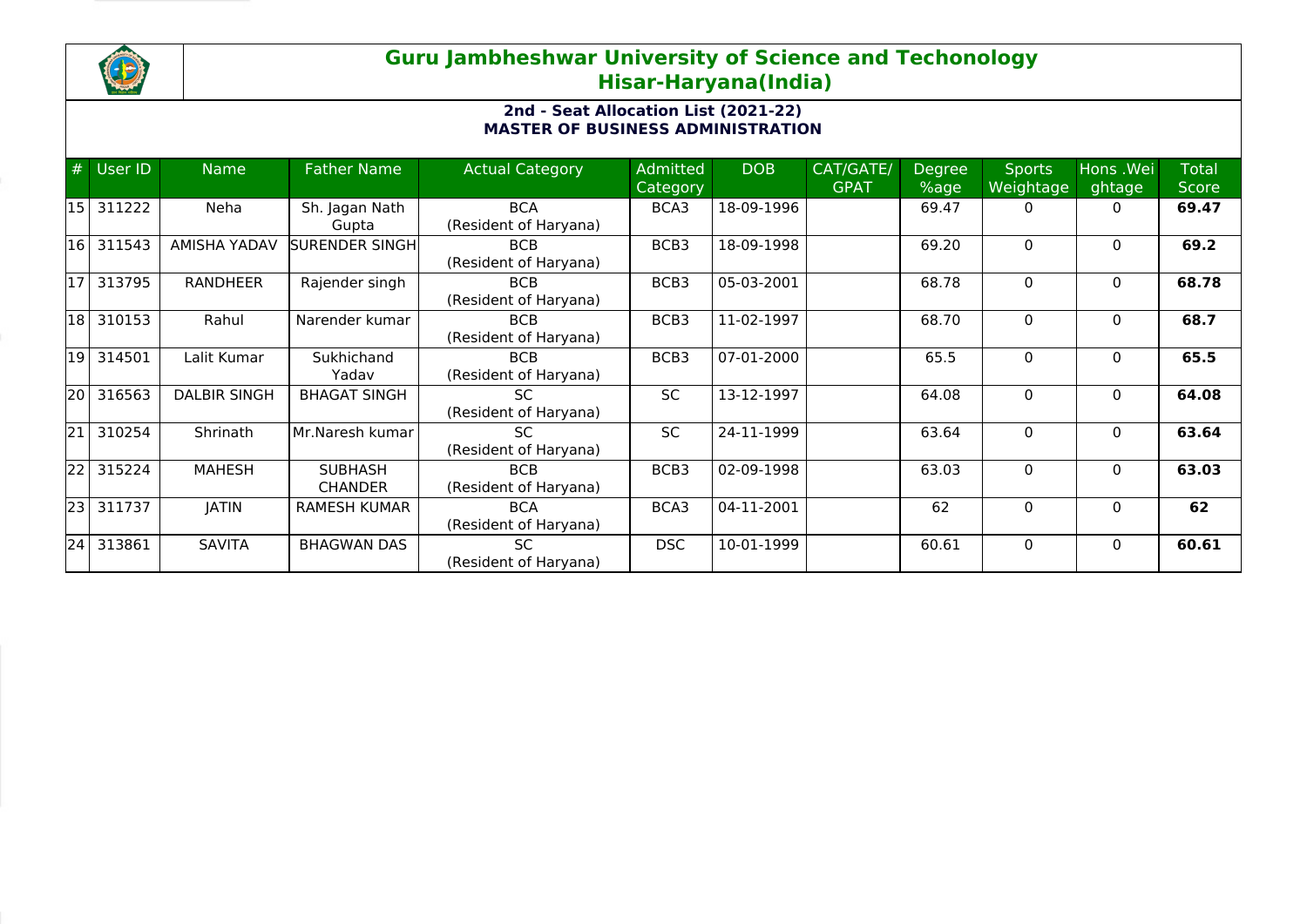# Guru Jambheshwar University of Science and Techonology
## Hisar-Haryana(India)

### 2nd - Seat Allocation List (2021-22)
### MASTER OF BUSINESS ADMINISTRATION

| # | User ID | Name | Father Name | Actual Category | Admitted Category | DOB | CAT/GATE/ GPAT | Degree %age | Sports Weightage | Hons .Weightage | Total Score |
|---|---|---|---|---|---|---|---|---|---|---|---|
| 15 | 311222 | Neha | Sh. Jagan Nath Gupta | BCA (Resident of Haryana) | BCA3 | 18-09-1996 | | 69.47 | 0 | 0 | **69.47** |
| 16 | 311543 | AMISHA YADAV | SURENDER SINGH | BCB (Resident of Haryana) | BCB3 | 18-09-1998 | | 69.20 | 0 | 0 | **69.2** |
| 17 | 313795 | RANDHEER | Rajender singh | BCB (Resident of Haryana) | BCB3 | 05-03-2001 | | 68.78 | 0 | 0 | **68.78** |
| 18 | 310153 | Rahul | Narender kumar | BCB (Resident of Haryana) | BCB3 | 11-02-1997 | | 68.70 | 0 | 0 | **68.7** |
| 19 | 314501 | Lalit Kumar | Sukhichand Yadav | BCB (Resident of Haryana) | BCB3 | 07-01-2000 | | 65.5 | 0 | 0 | **65.5** |
| 20 | 316563 | DALBIR SINGH | BHAGAT SINGH | SC (Resident of Haryana) | SC | 13-12-1997 | | 64.08 | 0 | 0 | **64.08** |
| 21 | 310254 | Shrinath | Mr.Naresh kumar | SC (Resident of Haryana) | SC | 24-11-1999 | | 63.64 | 0 | 0 | **63.64** |
| 22 | 315224 | MAHESH | SUBHASH CHANDER | BCB (Resident of Haryana) | BCB3 | 02-09-1998 | | 63.03 | 0 | 0 | **63.03** |
| 23 | 311737 | JATIN | RAMESH KUMAR | BCA (Resident of Haryana) | BCA3 | 04-11-2001 | | 62 | 0 | 0 | **62** |
| 24 | 313861 | SAVITA | BHAGWAN DAS | SC (Resident of Haryana) | DSC | 10-01-1999 | | 60.61 | 0 | 0 | **60.61** |